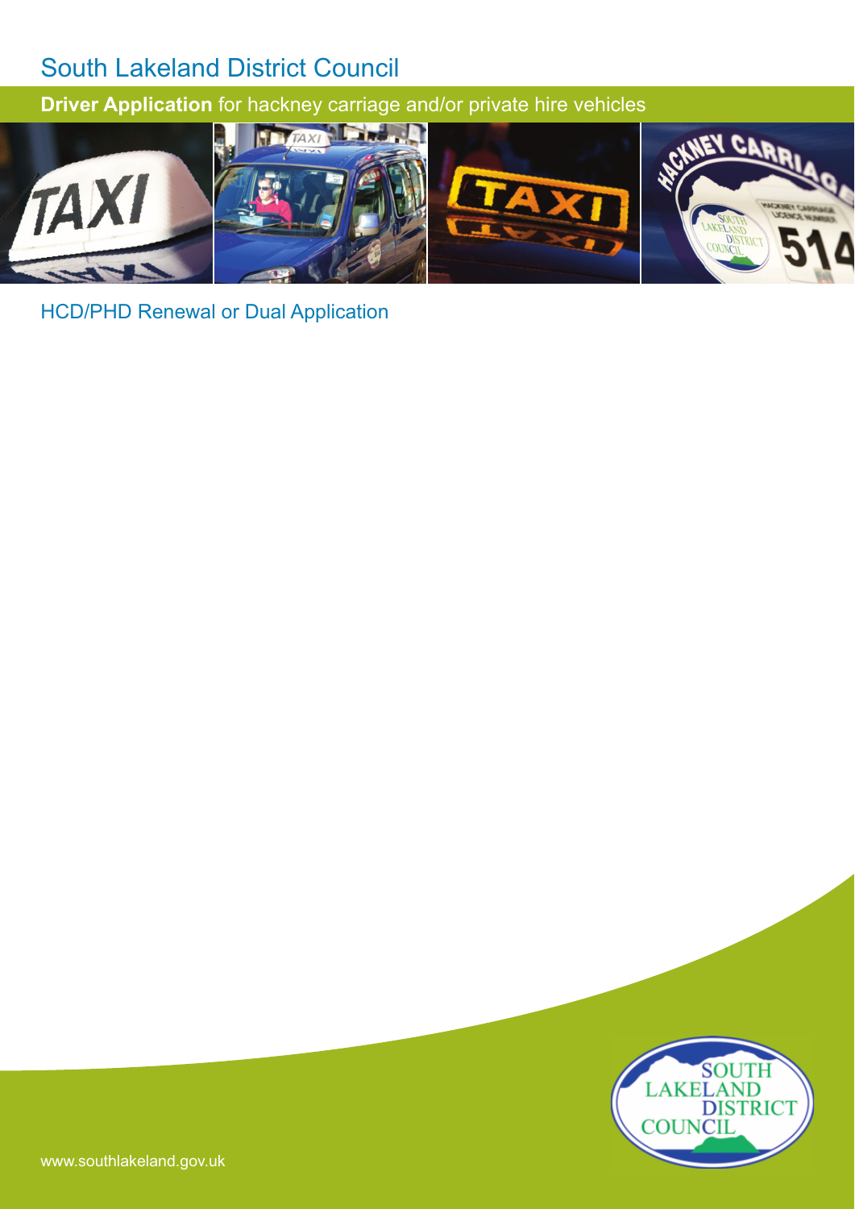# South Lakeland District Council

**Driver Application** for hackney carriage and/or private hire vehicles

## HCD/PHD Renewal or Dual Application

www.southlakeland.gov.uk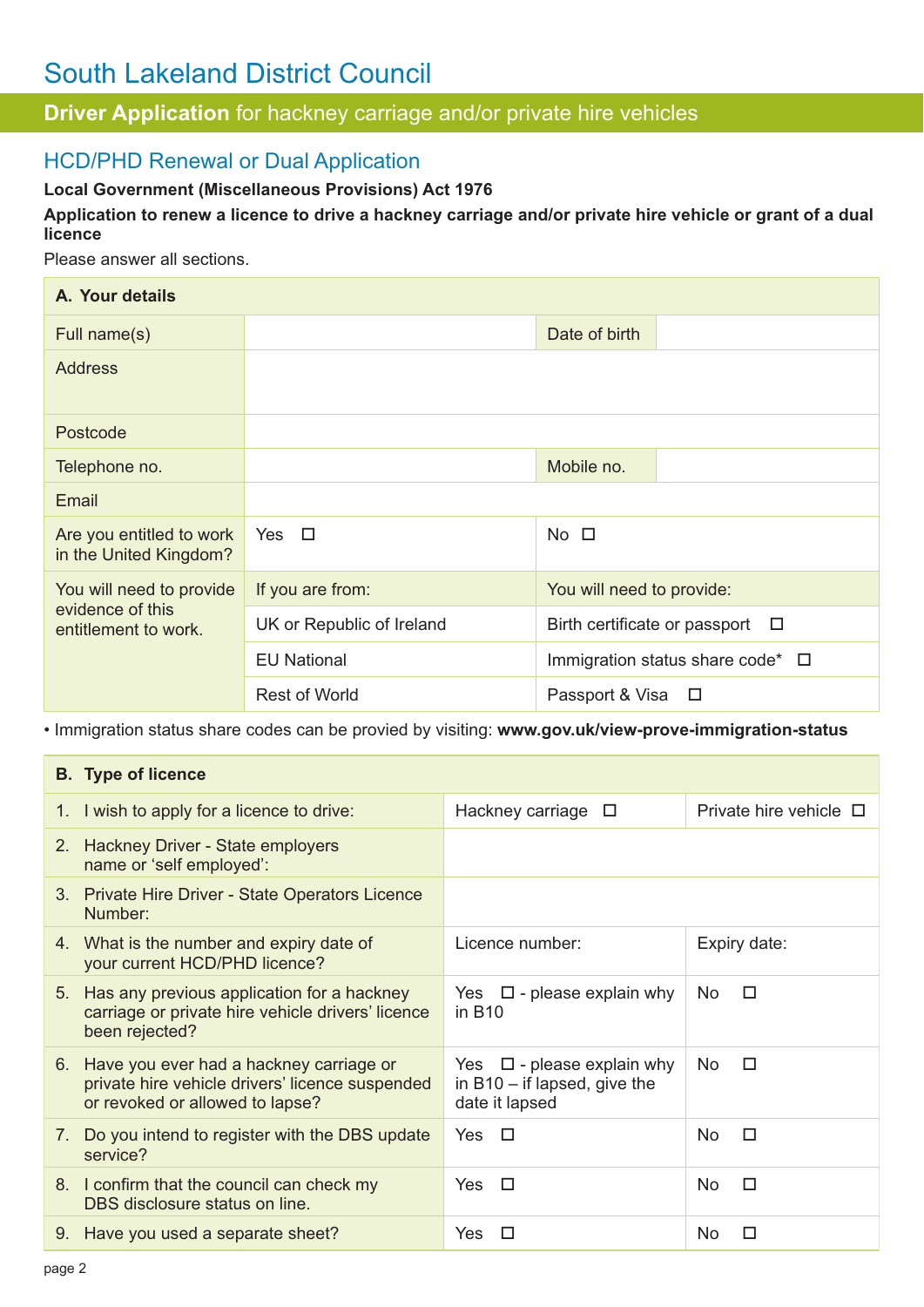# South Lakeland District Council

## Driver Application for hackney carriage and/or private hire vehicles

## HCD/PHD Renewal or Dual Application

**Local Government (Miscellaneous Provisions) Act 1976**

**Application to renew a licence to drive a hackney carriage and/or private hire vehicle or grant of a dual licence**

Please answer all sections.

| **A. Your details** | | | |
|---|---|---|---|
| Full name(s) | | Date of birth | |
| Address | | | |
| Postcode | | | |
| Telephone no. | | Mobile no. | |
| Email | | | |
| Are you entitled to work in the United Kingdom? | Yes ☐ | No ☐ | |
| You will need to provide evidence of this entitlement to work. | If you are from: | You will need to provide: | |
| | UK or Republic of Ireland | Birth certificate or passport ☐ | |
| | EU National | Immigration status share code* ☐ | |
| | Rest of World | Passport & Visa ☐ | |

• Immigration status share codes can be provied by visiting: **www.gov.uk/view-prove-immigration-status**

| **B. Type of licence** | | |
|---|---|---|
| 1. I wish to apply for a licence to drive: | Hackney carriage ☐ | Private hire vehicle ☐ |
| 2. Hackney Driver - State employers name or 'self employed': | | |
| 3. Private Hire Driver - State Operators Licence Number: | | |
| 4. What is the number and expiry date of your current HCD/PHD licence? | Licence number: | Expiry date: |
| 5. Has any previous application for a hackney carriage or private hire vehicle drivers' licence been rejected? | Yes ☐ - please explain why in B10 | No ☐ |
| 6. Have you ever had a hackney carriage or private hire vehicle drivers' licence suspended or revoked or allowed to lapse? | Yes ☐ - please explain why in B10 – if lapsed, give the date it lapsed | No ☐ |
| 7. Do you intend to register with the DBS update service? | Yes ☐ | No ☐ |
| 8. I confirm that the council can check my DBS disclosure status on line. | Yes ☐ | No ☐ |
| 9. Have you used a separate sheet? | Yes ☐ | No ☐ |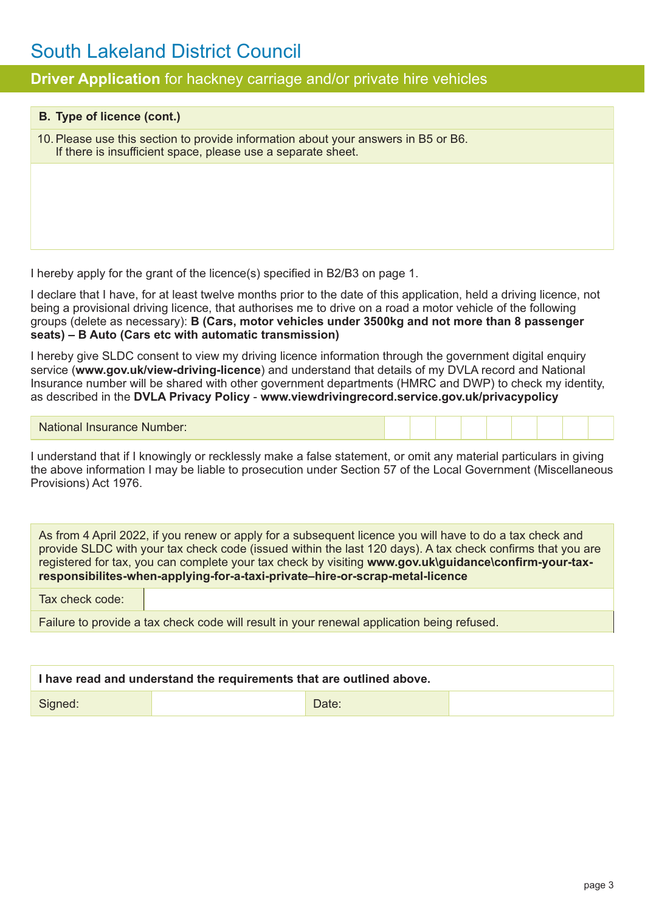# South Lakeland District Council

## **Driver Application** for hackney carriage and/or private hire vehicles

| **B. Type of licence (cont.)** |
|---|
| 10. Please use this section to provide information about your answers in B5 or B6. If there is insufficient space, please use a separate sheet. |
| |

I hereby apply for the grant of the licence(s) specified in B2/B3 on page 1.

I declare that I have, for at least twelve months prior to the date of this application, held a driving licence, not being a provisional driving licence, that authorises me to drive on a road a motor vehicle of the following groups (delete as necessary): **B (Cars, motor vehicles under 3500kg and not more than 8 passenger seats) – B Auto (Cars etc with automatic transmission)**

I hereby give SLDC consent to view my driving licence information through the government digital enquiry service (**www.gov.uk/view-driving-licence**) and understand that details of my DVLA record and National Insurance number will be shared with other government departments (HMRC and DWP) to check my identity, as described in the **DVLA Privacy Policy** - **www.viewdrivingrecord.service.gov.uk/privacypolicy**

| | | | | | | | | | |
|---|---|---|---|---|---|---|---|---|---|
| National Insurance Number: | | | | | | | | | |

I understand that if I knowingly or recklessly make a false statement, or omit any material particulars in giving the above information I may be liable to prosecution under Section 57 of the Local Government (Miscellaneous Provisions) Act 1976.

As from 4 April 2022, if you renew or apply for a subsequent licence you will have to do a tax check and provide SLDC with your tax check code (issued within the last 120 days). A tax check confirms that you are registered for tax, you can complete your tax check by visiting **www.gov.uk\guidance\confirm-your-tax-responsibilites-when-applying-for-a-taxi-private–hire-or-scrap-metal-licence**

| | |
|---|---|
| Tax check code: | |

Failure to provide a tax check code will result in your renewal application being refused.

**I have read and understand the requirements that are outlined above.**

| | | | |
|---|---|---|---|
| Signed: | | Date: | |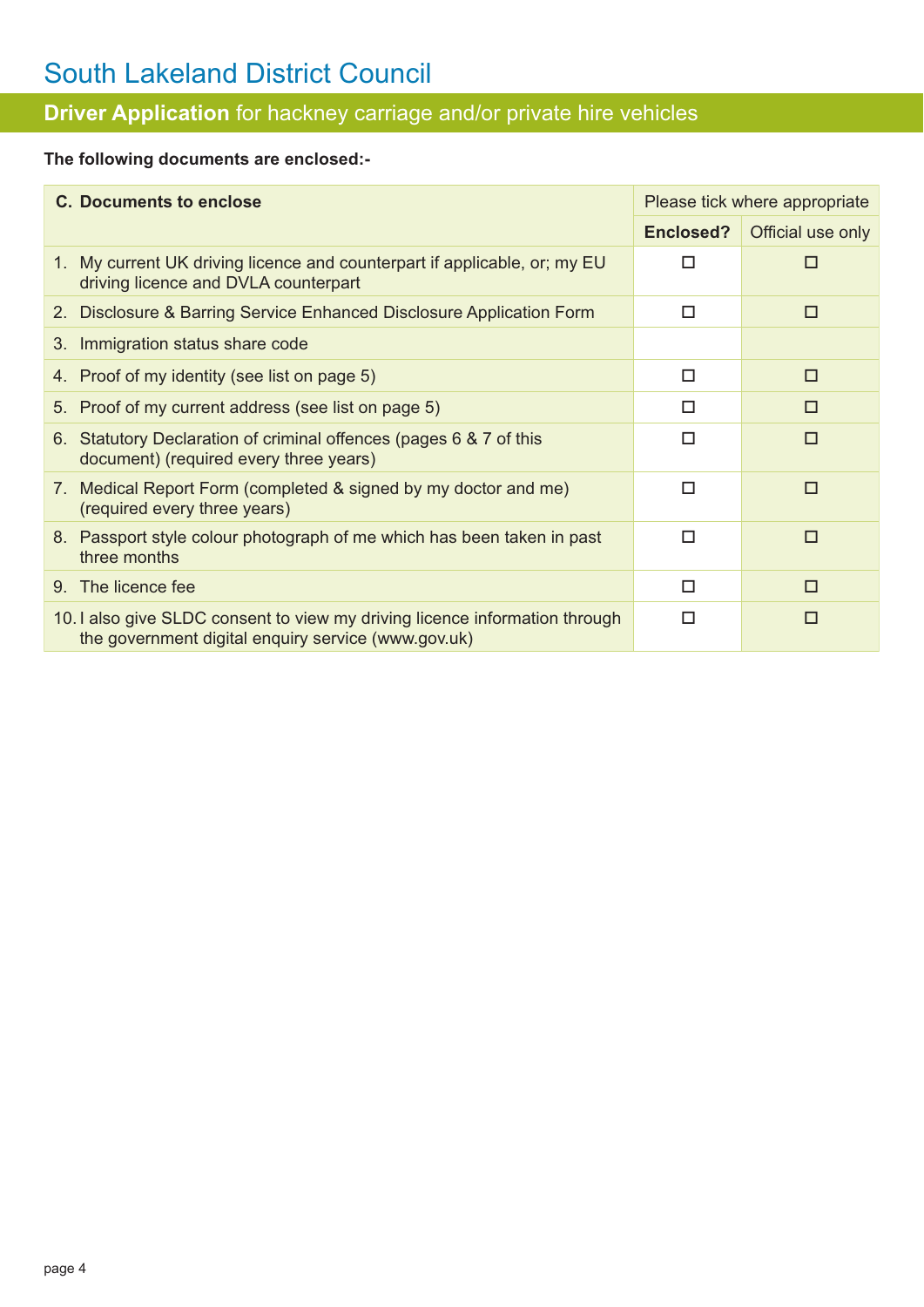# South Lakeland District Council

## **Driver Application** for hackney carriage and/or private hire vehicles

**The following documents are enclosed:-**

| **C. Documents to enclose** | Please tick where appropriate | |
|---|---|---|
| | **Enclosed?** | Official use only |
| 1. My current UK driving licence and counterpart if applicable, or; my EU driving licence and DVLA counterpart | ☐ | ☐ |
| 2. Disclosure & Barring Service Enhanced Disclosure Application Form | ☐ | ☐ |
| 3. Immigration status share code | | |
| 4. Proof of my identity (see list on page 5) | ☐ | ☐ |
| 5. Proof of my current address (see list on page 5) | ☐ | ☐ |
| 6. Statutory Declaration of criminal offences (pages 6 & 7 of this document) (required every three years) | ☐ | ☐ |
| 7. Medical Report Form (completed & signed by my doctor and me) (required every three years) | ☐ | ☐ |
| 8. Passport style colour photograph of me which has been taken in past three months | ☐ | ☐ |
| 9. The licence fee | ☐ | ☐ |
| 10. I also give SLDC consent to view my driving licence information through the government digital enquiry service (www.gov.uk) | ☐ | ☐ |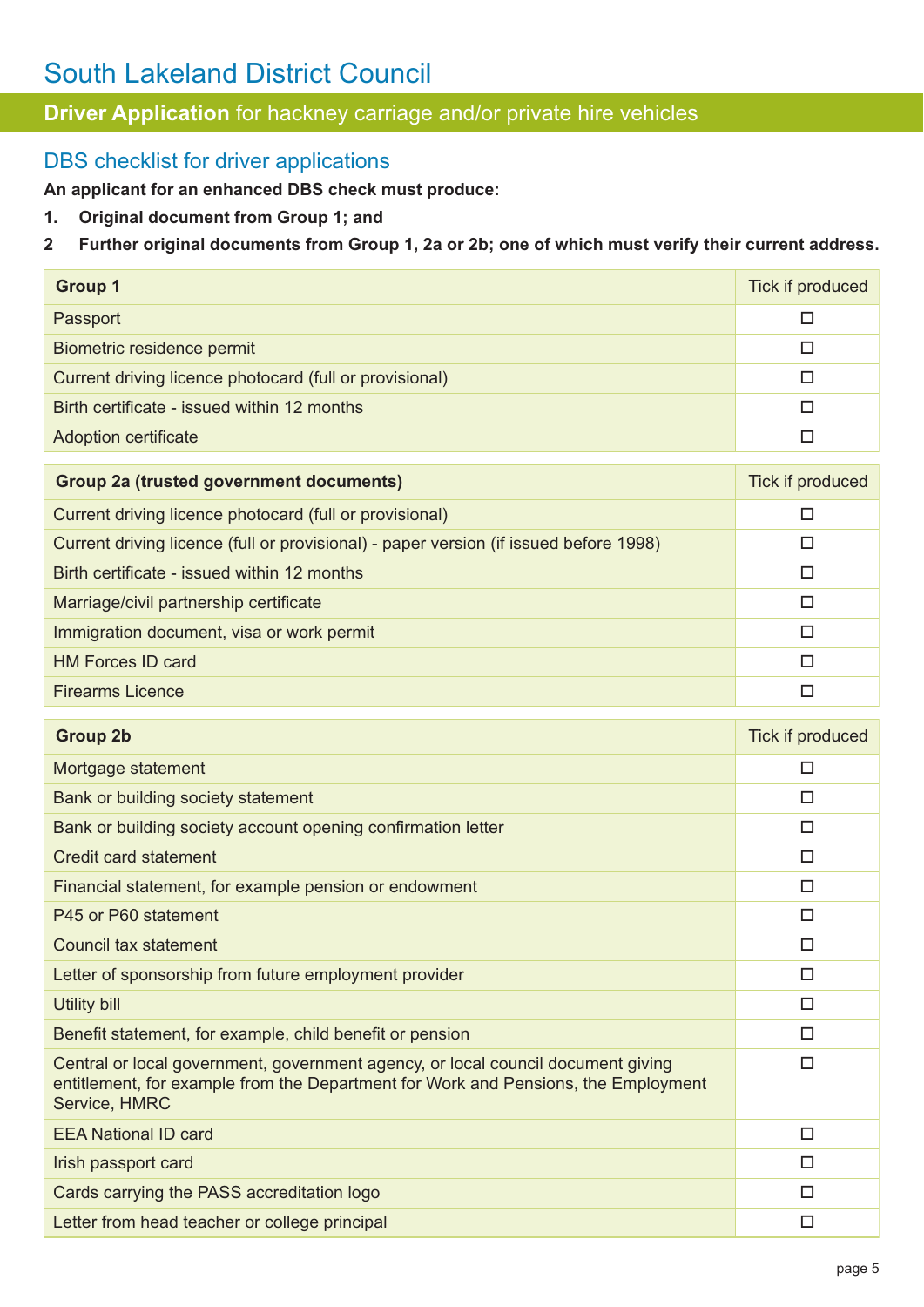# South Lakeland District Council

## **Driver Application** for hackney carriage and/or private hire vehicles

### DBS checklist for driver applications

**An applicant for an enhanced DBS check must produce:**

1. **Original document from Group 1; and**
2. **Further original documents from Group 1, 2a or 2b; one of which must verify their current address.**

| **Group 1** | Tick if produced |
|---|---|
| Passport | ☐ |
| Biometric residence permit | ☐ |
| Current driving licence photocard (full or provisional) | ☐ |
| Birth certificate - issued within 12 months | ☐ |
| Adoption certificate | ☐ |

| **Group 2a (trusted government documents)** | Tick if produced |
|---|---|
| Current driving licence photocard (full or provisional) | ☐ |
| Current driving licence (full or provisional) - paper version (if issued before 1998) | ☐ |
| Birth certificate - issued within 12 months | ☐ |
| Marriage/civil partnership certificate | ☐ |
| Immigration document, visa or work permit | ☐ |
| HM Forces ID card | ☐ |
| Firearms Licence | ☐ |

| **Group 2b** | Tick if produced |
|---|---|
| Mortgage statement | ☐ |
| Bank or building society statement | ☐ |
| Bank or building society account opening confirmation letter | ☐ |
| Credit card statement | ☐ |
| Financial statement, for example pension or endowment | ☐ |
| P45 or P60 statement | ☐ |
| Council tax statement | ☐ |
| Letter of sponsorship from future employment provider | ☐ |
| Utility bill | ☐ |
| Benefit statement, for example, child benefit or pension | ☐ |
| Central or local government, government agency, or local council document giving entitlement, for example from the Department for Work and Pensions, the Employment Service, HMRC | ☐ |
| EEA National ID card | ☐ |
| Irish passport card | ☐ |
| Cards carrying the PASS accreditation logo | ☐ |
| Letter from head teacher or college principal | ☐ |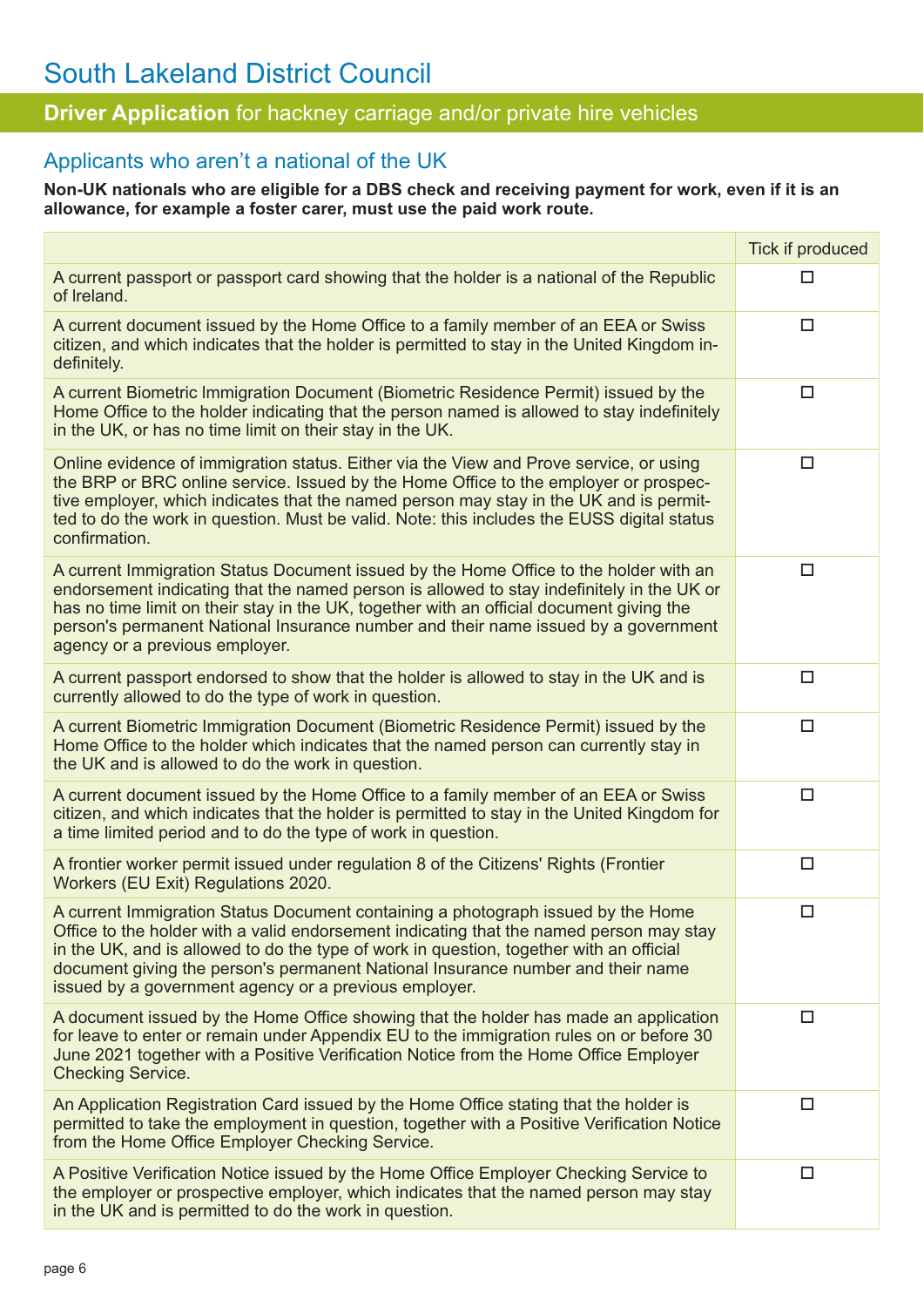# South Lakeland District Council

## **Driver Application** for hackney carriage and/or private hire vehicles

## Applicants who aren't a national of the UK

**Non-UK nationals who are eligible for a DBS check and receiving payment for work, even if it is an allowance, for example a foster carer, must use the paid work route.**

| | Tick if produced |
|---|---|
| A current passport or passport card showing that the holder is a national of the Republic of Ireland. | ☐ |
| A current document issued by the Home Office to a family member of an EEA or Swiss citizen, and which indicates that the holder is permitted to stay in the United Kingdom indefinitely. | ☐ |
| A current Biometric Immigration Document (Biometric Residence Permit) issued by the Home Office to the holder indicating that the person named is allowed to stay indefinitely in the UK, or has no time limit on their stay in the UK. | ☐ |
| Online evidence of immigration status. Either via the View and Prove service, or using the BRP or BRC online service. Issued by the Home Office to the employer or prospective employer, which indicates that the named person may stay in the UK and is permitted to do the work in question. Must be valid. Note: this includes the EUSS digital status confirmation. | ☐ |
| A current Immigration Status Document issued by the Home Office to the holder with an endorsement indicating that the named person is allowed to stay indefinitely in the UK or has no time limit on their stay in the UK, together with an official document giving the person's permanent National Insurance number and their name issued by a government agency or a previous employer. | ☐ |
| A current passport endorsed to show that the holder is allowed to stay in the UK and is currently allowed to do the type of work in question. | ☐ |
| A current Biometric Immigration Document (Biometric Residence Permit) issued by the Home Office to the holder which indicates that the named person can currently stay in the UK and is allowed to do the work in question. | ☐ |
| A current document issued by the Home Office to a family member of an EEA or Swiss citizen, and which indicates that the holder is permitted to stay in the United Kingdom for a time limited period and to do the type of work in question. | ☐ |
| A frontier worker permit issued under regulation 8 of the Citizens' Rights (Frontier Workers (EU Exit) Regulations 2020. | ☐ |
| A current Immigration Status Document containing a photograph issued by the Home Office to the holder with a valid endorsement indicating that the named person may stay in the UK, and is allowed to do the type of work in question, together with an official document giving the person's permanent National Insurance number and their name issued by a government agency or a previous employer. | ☐ |
| A document issued by the Home Office showing that the holder has made an application for leave to enter or remain under Appendix EU to the immigration rules on or before 30 June 2021 together with a Positive Verification Notice from the Home Office Employer Checking Service. | ☐ |
| An Application Registration Card issued by the Home Office stating that the holder is permitted to take the employment in question, together with a Positive Verification Notice from the Home Office Employer Checking Service. | ☐ |
| A Positive Verification Notice issued by the Home Office Employer Checking Service to the employer or prospective employer, which indicates that the named person may stay in the UK and is permitted to do the work in question. | ☐ |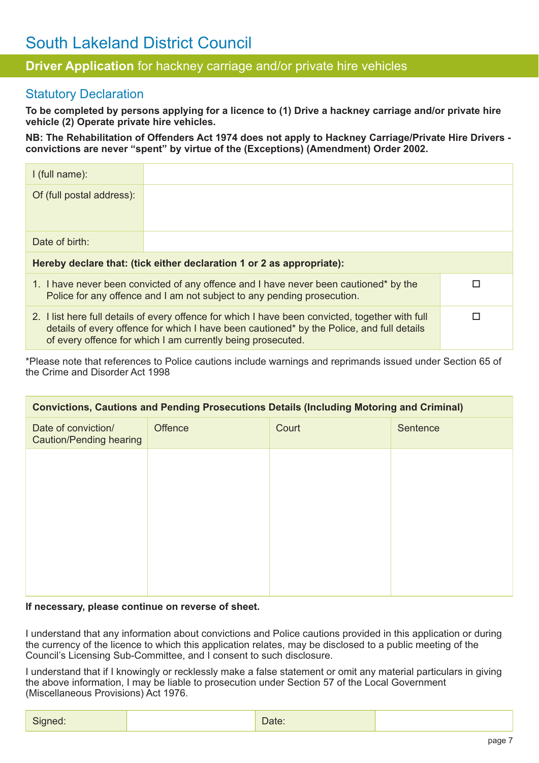# South Lakeland District Council

## **Driver Application** for hackney carriage and/or private hire vehicles

### Statutory Declaration

**To be completed by persons applying for a licence to (1) Drive a hackney carriage and/or private hire vehicle (2) Operate private hire vehicles.**

**NB: The Rehabilitation of Offenders Act 1974 does not apply to Hackney Carriage/Private Hire Drivers - convictions are never "spent" by virtue of the (Exceptions) (Amendment) Order 2002.**

| | |
|---|---|
| I (full name): | |
| Of (full postal address): | |
| Date of birth: | |

**Hereby declare that: (tick either declaration 1 or 2 as appropriate):**

| | |
|---|---|
| 1. I have never been convicted of any offence and I have never been cautioned* by the Police for any offence and I am not subject to any pending prosecution. | ☐ |
| 2. I list here full details of every offence for which I have been convicted, together with full details of every offence for which I have been cautioned* by the Police, and full details of every offence for which I am currently being prosecuted. | ☐ |

*Please note that references to Police cautions include warnings and reprimands issued under Section 65 of the Crime and Disorder Act 1998

**Convictions, Cautions and Pending Prosecutions Details (Including Motoring and Criminal)**

| Date of conviction/ Caution/Pending hearing | Offence | Court | Sentence |
|---|---|---|---|
| | | | |

**If necessary, please continue on reverse of sheet.**

I understand that any information about convictions and Police cautions provided in this application or during the currency of the licence to which this application relates, may be disclosed to a public meeting of the Council's Licensing Sub-Committee, and I consent to such disclosure.

I understand that if I knowingly or recklessly make a false statement or omit any material particulars in giving the above information, I may be liable to prosecution under Section 57 of the Local Government (Miscellaneous Provisions) Act 1976.

| | | | |
|---|---|---|---|
| Signed: | | Date: | |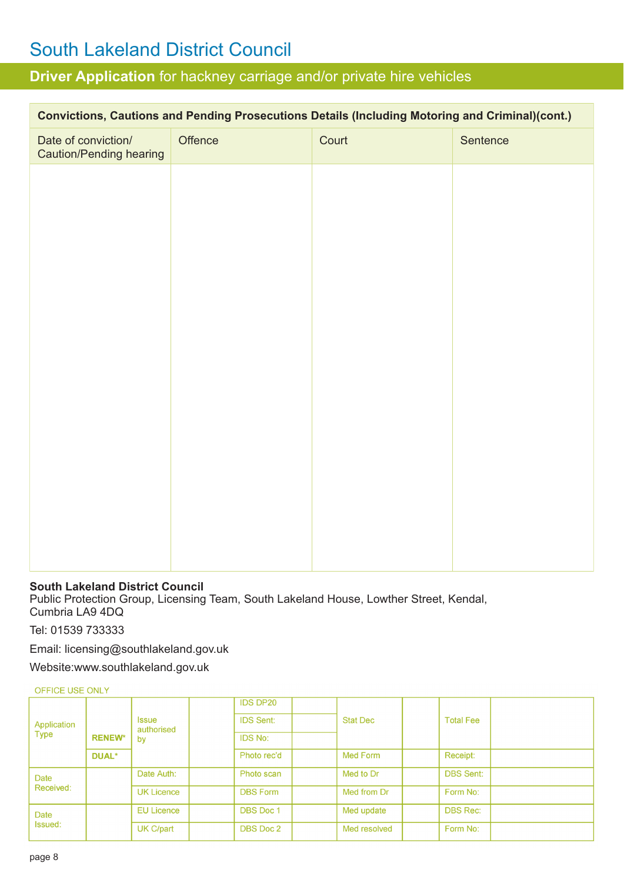# South Lakeland District Council

## **Driver Application** for hackney carriage and/or private hire vehicles

| **Convictions, Cautions and Pending Prosecutions Details (Including Motoring and Criminal)(cont.)** | | | |
|---|---|---|---|
| Date of conviction/ Caution/Pending hearing | Offence | Court | Sentence |
| | | | |

**South Lakeland District Council**
Public Protection Group, Licensing Team, South Lakeland House, Lowther Street, Kendal, Cumbria LA9 4DQ

Tel: 01539 733333

Email: licensing@southlakeland.gov.uk

Website:www.southlakeland.gov.uk

OFFICE USE ONLY

| | | | | | | | | | |
|---|---|---|---|---|---|---|---|---|---|
| Application Type | | Issue authorised by | | IDS DP20 | | Stat Dec | | Total Fee | |
| | | | | IDS Sent: | | | | | |
| | RENEW* | | | IDS No: | | | | | |
| | DUAL* | | | Photo rec'd | | Med Form | | Receipt: | |
| Date Received: | | Date Auth: | | Photo scan | | Med to Dr | | DBS Sent: | |
| | | UK Licence | | DBS Form | | Med from Dr | | Form No: | |
| Date Issued: | | EU Licence | | DBS Doc 1 | | Med update | | DBS Rec: | |
| | | UK C/part | | DBS Doc 2 | | Med resolved | | Form No: | |